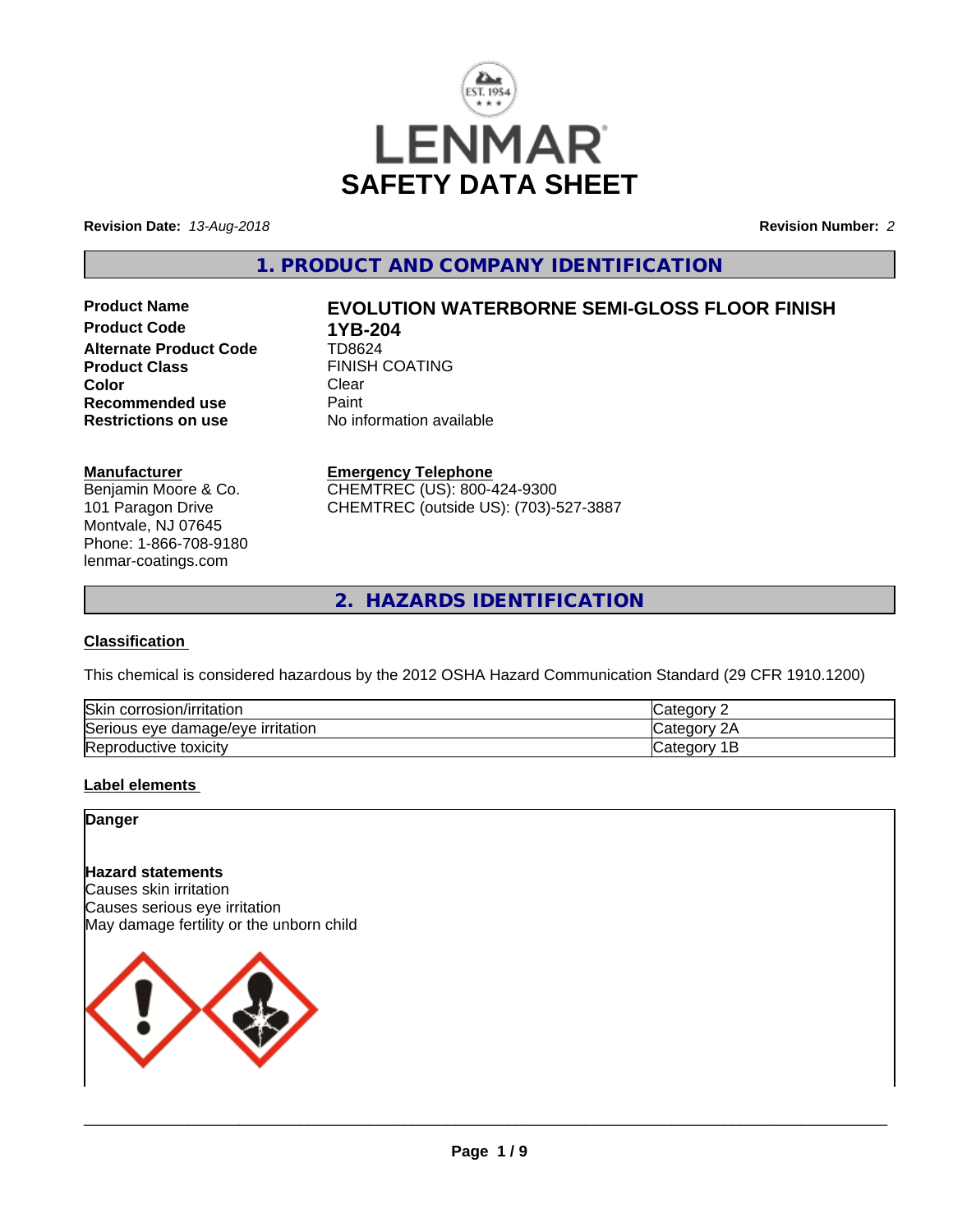# LENMAR SAFETY DATA SHEET

**Revision Date:** *13-Aug-2018* **Revision Number:** *2*

## 1. PRODUCT AND COMPANY IDENTIFICATION

**Product Name** EVOLUTION WATERBORNE SEMI-GLOSS FLOOR FINISH
**Product Code** 1YB-204
**Alternate Product Code** TD8624
**Product Class** FINISH COATING
**Color** Clear
**Recommended use** Paint
**Restrictions on use** No information available

**Manufacturer**
Benjamin Moore & Co.
101 Paragon Drive
Montvale, NJ 07645
Phone: 1-866-708-9180
lenmar-coatings.com

**Emergency Telephone**
CHEMTREC (US): 800-424-9300
CHEMTREC (outside US): (703)-527-3887

## 2. HAZARDS IDENTIFICATION

### Classification

This chemical is considered hazardous by the 2012 OSHA Hazard Communication Standard (29 CFR 1910.1200)

| | |
|---|---|
| Skin corrosion/irritation | Category 2 |
| Serious eye damage/eye irritation | Category 2A |
| Reproductive toxicity | Category 1B |

### Label elements

**Danger**

**Hazard statements**
Causes skin irritation
Causes serious eye irritation
May damage fertility or the unborn child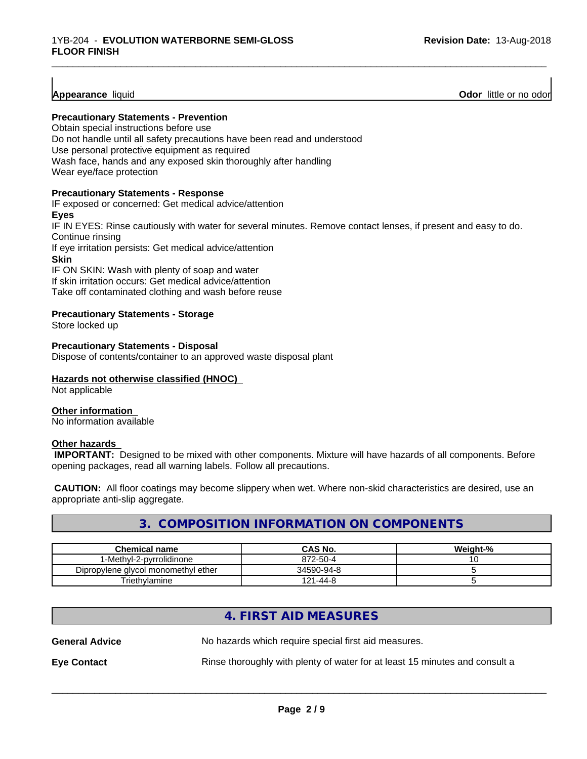**Appearance** liquid **Odor** little or no odor

**Precautionary Statements - Prevention**

Obtain special instructions before use
Do not handle until all safety precautions have been read and understood
Use personal protective equipment as required
Wash face, hands and any exposed skin thoroughly after handling
Wear eye/face protection

**Precautionary Statements - Response**

IF exposed or concerned: Get medical advice/attention

**Eyes**

IF IN EYES: Rinse cautiously with water for several minutes. Remove contact lenses, if present and easy to do. Continue rinsing
If eye irritation persists: Get medical advice/attention

**Skin**

IF ON SKIN: Wash with plenty of soap and water
If skin irritation occurs: Get medical advice/attention
Take off contaminated clothing and wash before reuse

**Precautionary Statements - Storage**

Store locked up

**Precautionary Statements - Disposal**

Dispose of contents/container to an approved waste disposal plant

**Hazards not otherwise classified (HNOC)**

Not applicable

**Other information**

No information available

**Other hazards**

**IMPORTANT:** Designed to be mixed with other components. Mixture will have hazards of all components. Before opening packages, read all warning labels. Follow all precautions.

**CAUTION:** All floor coatings may become slippery when wet. Where non-skid characteristics are desired, use an appropriate anti-slip aggregate.

## 3. COMPOSITION INFORMATION ON COMPONENTS

| Chemical name | CAS No. | Weight-% |
|---|---|---|
| 1-Methyl-2-pyrrolidinone | 872-50-4 | 10 |
| Dipropylene glycol monomethyl ether | 34590-94-8 | 5 |
| Triethylamine | 121-44-8 | 5 |

## 4. FIRST AID MEASURES

**General Advice** No hazards which require special first aid measures.

**Eye Contact** Rinse thoroughly with plenty of water for at least 15 minutes and consult a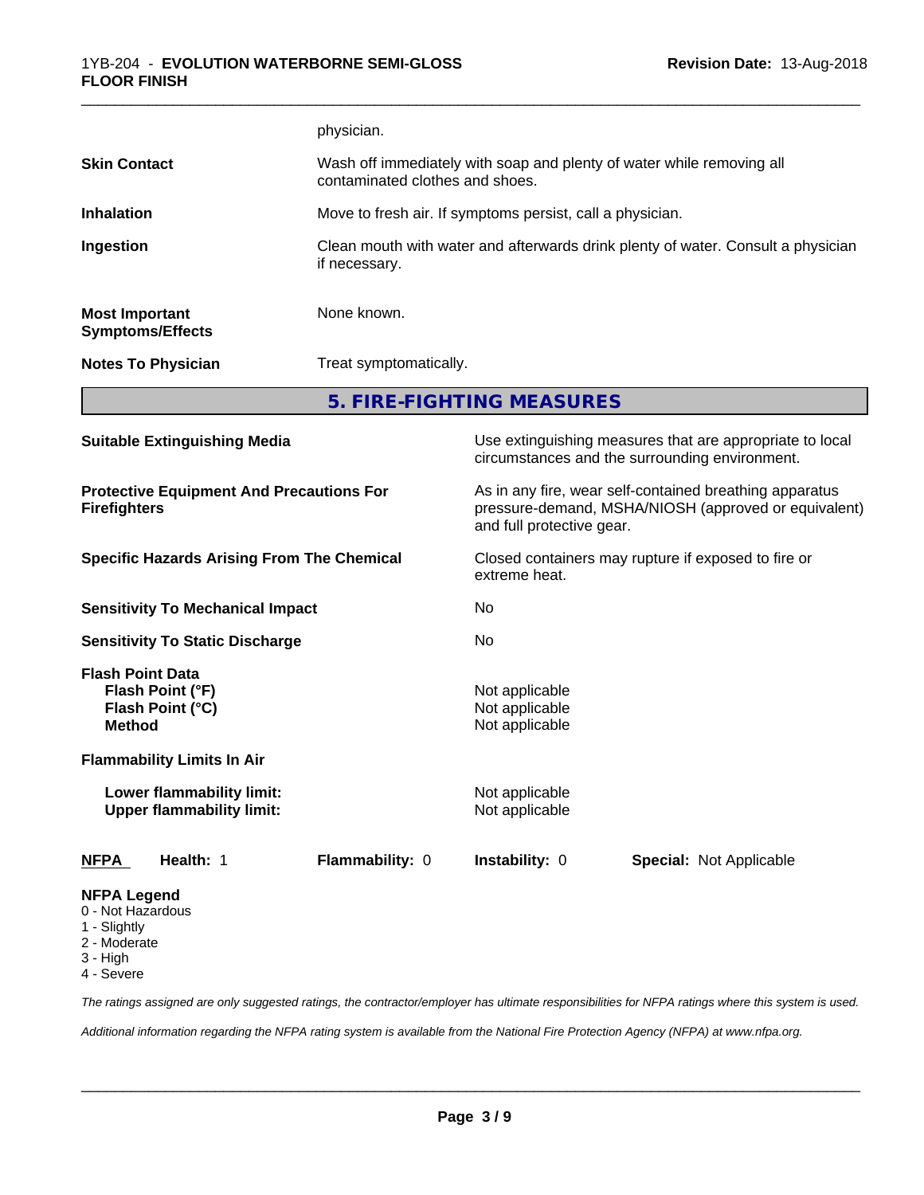physician.

| | |
|---|---|
| **Skin Contact** | Wash off immediately with soap and plenty of water while removing all contaminated clothes and shoes. |
| **Inhalation** | Move to fresh air. If symptoms persist, call a physician. |
| **Ingestion** | Clean mouth with water and afterwards drink plenty of water. Consult a physician if necessary. |
| **Most Important Symptoms/Effects** | None known. |
| **Notes To Physician** | Treat symptomatically. |

## 5. FIRE-FIGHTING MEASURES

| | |
|---|---|
| **Suitable Extinguishing Media** | Use extinguishing measures that are appropriate to local circumstances and the surrounding environment. |
| **Protective Equipment And Precautions For Firefighters** | As in any fire, wear self-contained breathing apparatus pressure-demand, MSHA/NIOSH (approved or equivalent) and full protective gear. |
| **Specific Hazards Arising From The Chemical** | Closed containers may rupture if exposed to fire or extreme heat. |
| **Sensitivity To Mechanical Impact** | No |
| **Sensitivity To Static Discharge** | No |

**Flash Point Data**

| | |
|---|---|
| **Flash Point (°F)** | Not applicable |
| **Flash Point (°C)** | Not applicable |
| **Method** | Not applicable |

**Flammability Limits In Air**

| | |
|---|---|
| **Lower flammability limit:** | Not applicable |
| **Upper flammability limit:** | Not applicable |

| **NFPA** | **Health:** 1 | **Flammability:** 0 | **Instability:** 0 | **Special:** Not Applicable |
|---|---|---|---|---|

**NFPA Legend**
- 0 - Not Hazardous
- 1 - Slightly
- 2 - Moderate
- 3 - High
- 4 - Severe

*The ratings assigned are only suggested ratings, the contractor/employer has ultimate responsibilities for NFPA ratings where this system is used.*

*Additional information regarding the NFPA rating system is available from the National Fire Protection Agency (NFPA) at www.nfpa.org.*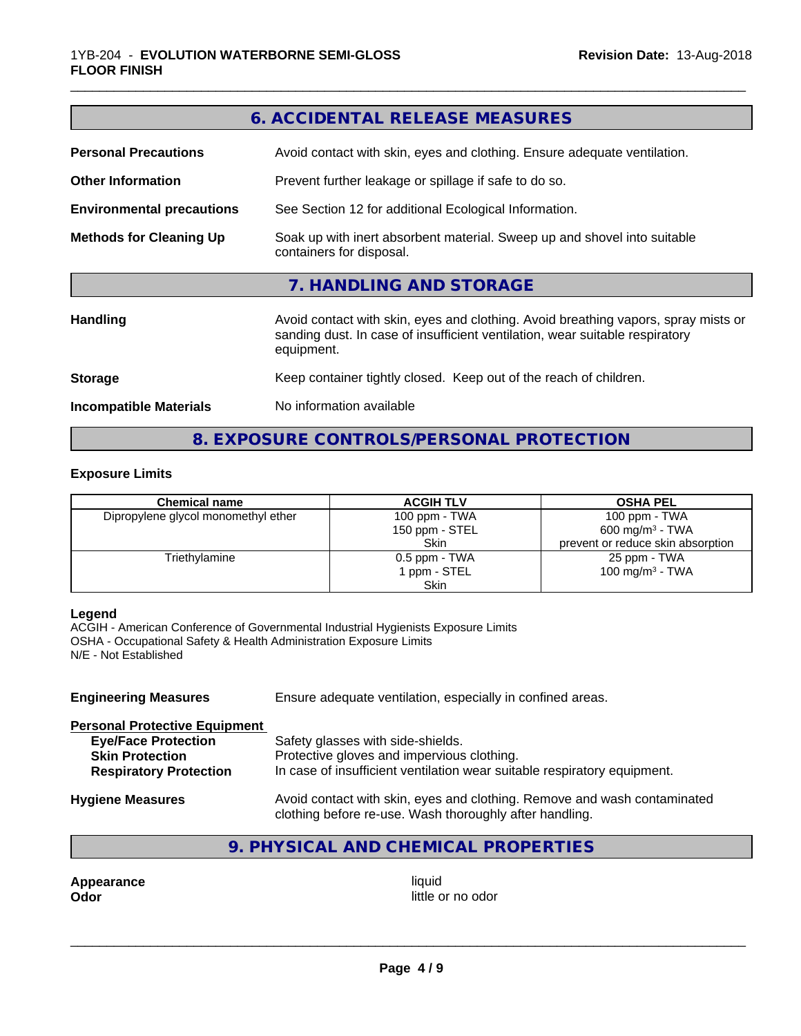## 6. ACCIDENTAL RELEASE MEASURES

**Personal Precautions** Avoid contact with skin, eyes and clothing. Ensure adequate ventilation.

**Other Information** Prevent further leakage or spillage if safe to do so.

**Environmental precautions** See Section 12 for additional Ecological Information.

**Methods for Cleaning Up** Soak up with inert absorbent material. Sweep up and shovel into suitable containers for disposal.

## 7. HANDLING AND STORAGE

**Handling** Avoid contact with skin, eyes and clothing. Avoid breathing vapors, spray mists or sanding dust. In case of insufficient ventilation, wear suitable respiratory equipment.

**Storage** Keep container tightly closed. Keep out of the reach of children.

**Incompatible Materials** No information available

## 8. EXPOSURE CONTROLS/PERSONAL PROTECTION

### Exposure Limits

| Chemical name | ACGIH TLV | OSHA PEL |
|---|---|---|
| Dipropylene glycol monomethyl ether | 100 ppm - TWA<br>150 ppm - STEL<br>Skin | 100 ppm - TWA<br>600 mg/m³ - TWA<br>prevent or reduce skin absorption |
| Triethylamine | 0.5 ppm - TWA<br>1 ppm - STEL<br>Skin | 25 ppm - TWA<br>100 mg/m³ - TWA |

**Legend**
ACGIH - American Conference of Governmental Industrial Hygienists Exposure Limits
OSHA - Occupational Safety & Health Administration Exposure Limits
N/E - Not Established

**Engineering Measures** Ensure adequate ventilation, especially in confined areas.

**Personal Protective Equipment**
- **Eye/Face Protection** Safety glasses with side-shields.
- **Skin Protection** Protective gloves and impervious clothing.
- **Respiratory Protection** In case of insufficient ventilation wear suitable respiratory equipment.

**Hygiene Measures** Avoid contact with skin, eyes and clothing. Remove and wash contaminated clothing before re-use. Wash thoroughly after handling.

## 9. PHYSICAL AND CHEMICAL PROPERTIES

**Appearance** liquid
**Odor** little or no odor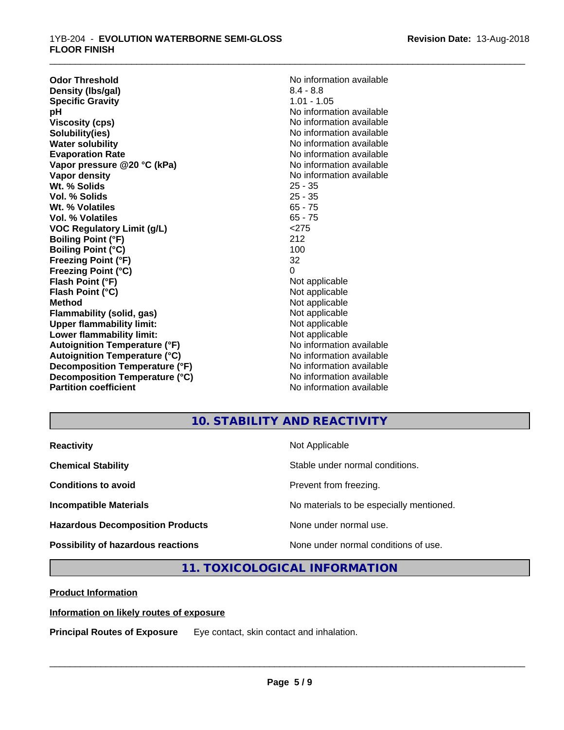| | |
|---|---|
| **Odor Threshold** | No information available |
| **Density (lbs/gal)** | 8.4 - 8.8 |
| **Specific Gravity** | 1.01 - 1.05 |
| **pH** | No information available |
| **Viscosity (cps)** | No information available |
| **Solubility(ies)** | No information available |
| **Water solubility** | No information available |
| **Evaporation Rate** | No information available |
| **Vapor pressure @20 °C (kPa)** | No information available |
| **Vapor density** | No information available |
| **Wt. % Solids** | 25 - 35 |
| **Vol. % Solids** | 25 - 35 |
| **Wt. % Volatiles** | 65 - 75 |
| **Vol. % Volatiles** | 65 - 75 |
| **VOC Regulatory Limit (g/L)** | <275 |
| **Boiling Point (°F)** | 212 |
| **Boiling Point (°C)** | 100 |
| **Freezing Point (°F)** | 32 |
| **Freezing Point (°C)** | 0 |
| **Flash Point (°F)** | Not applicable |
| **Flash Point (°C)** | Not applicable |
| **Method** | Not applicable |
| **Flammability (solid, gas)** | Not applicable |
| **Upper flammability limit:** | Not applicable |
| **Lower flammability limit:** | Not applicable |
| **Autoignition Temperature (°F)** | No information available |
| **Autoignition Temperature (°C)** | No information available |
| **Decomposition Temperature (°F)** | No information available |
| **Decomposition Temperature (°C)** | No information available |
| **Partition coefficient** | No information available |

## 10. STABILITY AND REACTIVITY

| | |
|---|---|
| **Reactivity** | Not Applicable |
| **Chemical Stability** | Stable under normal conditions. |
| **Conditions to avoid** | Prevent from freezing. |
| **Incompatible Materials** | No materials to be especially mentioned. |
| **Hazardous Decomposition Products** | None under normal use. |
| **Possibility of hazardous reactions** | None under normal conditions of use. |

## 11. TOXICOLOGICAL INFORMATION

**Product Information**

**Information on likely routes of exposure**

**Principal Routes of Exposure** Eye contact, skin contact and inhalation.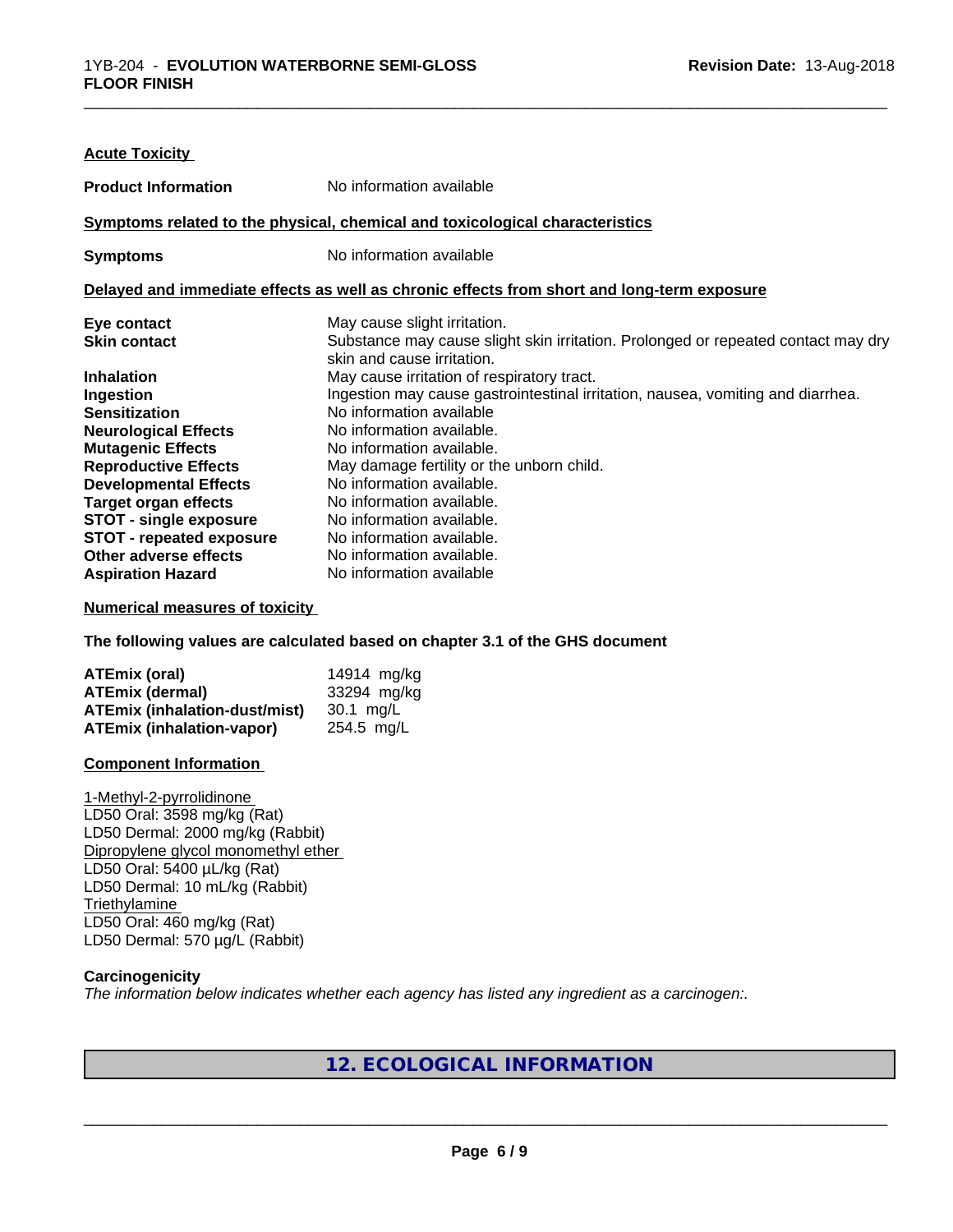**Acute Toxicity**

| | |
|---|---|
| **Product Information** | No information available |

**Symptoms related to the physical, chemical and toxicological characteristics**

| | |
|---|---|
| **Symptoms** | No information available |

**Delayed and immediate effects as well as chronic effects from short and long-term exposure**

| | |
|---|---|
| **Eye contact** | May cause slight irritation. |
| **Skin contact** | Substance may cause slight skin irritation. Prolonged or repeated contact may dry skin and cause irritation. |
| **Inhalation** | May cause irritation of respiratory tract. |
| **Ingestion** | Ingestion may cause gastrointestinal irritation, nausea, vomiting and diarrhea. |
| **Sensitization** | No information available |
| **Neurological Effects** | No information available. |
| **Mutagenic Effects** | No information available. |
| **Reproductive Effects** | May damage fertility or the unborn child. |
| **Developmental Effects** | No information available. |
| **Target organ effects** | No information available. |
| **STOT - single exposure** | No information available. |
| **STOT - repeated exposure** | No information available. |
| **Other adverse effects** | No information available. |
| **Aspiration Hazard** | No information available |

**Numerical measures of toxicity**

**The following values are calculated based on chapter 3.1 of the GHS document**

| | |
|---|---|
| **ATEmix (oral)** | 14914 mg/kg |
| **ATEmix (dermal)** | 33294 mg/kg |
| **ATEmix (inhalation-dust/mist)** | 30.1 mg/L |
| **ATEmix (inhalation-vapor)** | 254.5 mg/L |

**Component Information**

1-Methyl-2-pyrrolidinone
LD50 Oral: 3598 mg/kg (Rat)
LD50 Dermal: 2000 mg/kg (Rabbit)
Dipropylene glycol monomethyl ether
LD50 Oral: 5400 µL/kg (Rat)
LD50 Dermal: 10 mL/kg (Rabbit)
Triethylamine
LD50 Oral: 460 mg/kg (Rat)
LD50 Dermal: 570 µg/L (Rabbit)

**Carcinogenicity**

*The information below indicates whether each agency has listed any ingredient as a carcinogen:.*

## 12. ECOLOGICAL INFORMATION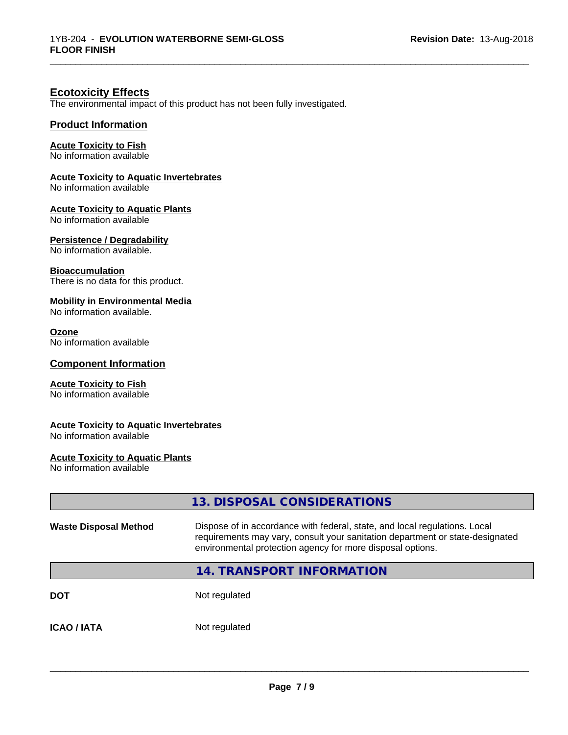## Ecotoxicity Effects

The environmental impact of this product has not been fully investigated.

### Product Information

**Acute Toxicity to Fish**
No information available

**Acute Toxicity to Aquatic Invertebrates**
No information available

**Acute Toxicity to Aquatic Plants**
No information available

**Persistence / Degradability**
No information available.

**Bioaccumulation**
There is no data for this product.

**Mobility in Environmental Media**
No information available.

**Ozone**
No information available

### Component Information

**Acute Toxicity to Fish**
No information available

**Acute Toxicity to Aquatic Invertebrates**
No information available

**Acute Toxicity to Aquatic Plants**
No information available

## 13. DISPOSAL CONSIDERATIONS

| | |
|---|---|
| **Waste Disposal Method** | Dispose of in accordance with federal, state, and local regulations. Local requirements may vary, consult your sanitation department or state-designated environmental protection agency for more disposal options. |

## 14. TRANSPORT INFORMATION

| | |
|---|---|
| **DOT** | Not regulated |
| **ICAO / IATA** | Not regulated |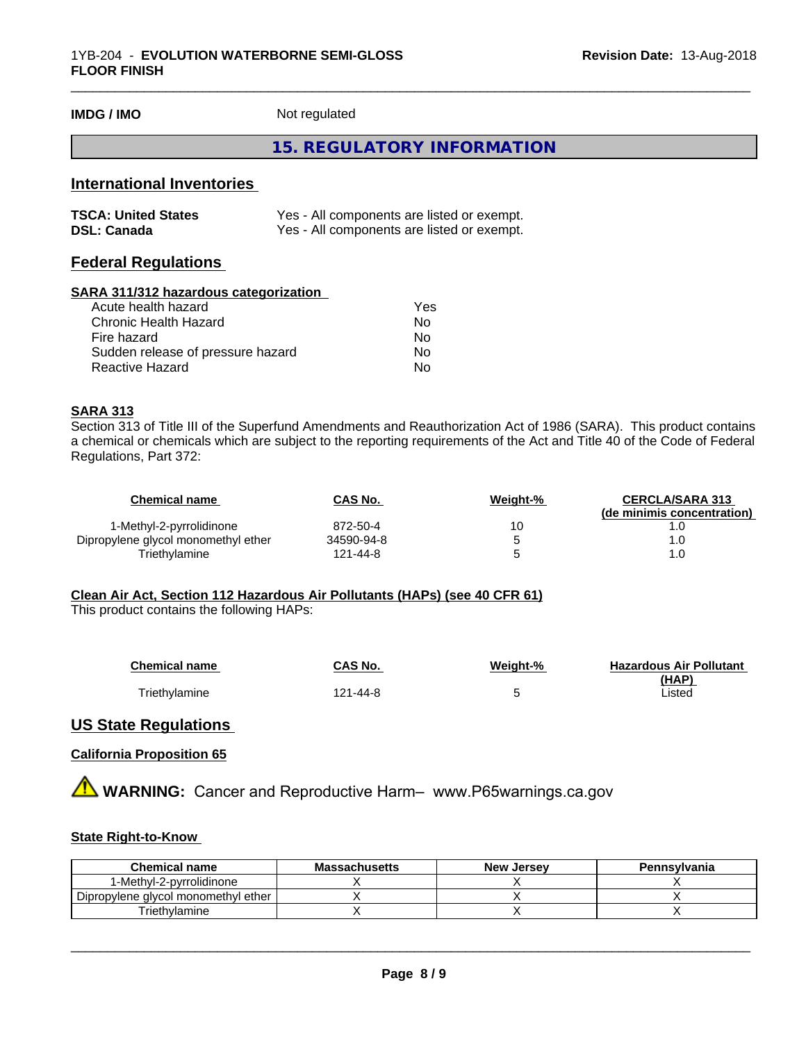**IMDG / IMO** Not regulated

## 15. REGULATORY INFORMATION

### International Inventories

| | |
|---|---|
| **TSCA: United States** | Yes - All components are listed or exempt. |
| **DSL: Canada** | Yes - All components are listed or exempt. |

### Federal Regulations

**SARA 311/312 hazardous categorization**

| | |
|---|---|
| Acute health hazard | Yes |
| Chronic Health Hazard | No |
| Fire hazard | No |
| Sudden release of pressure hazard | No |
| Reactive Hazard | No |

**SARA 313**

Section 313 of Title III of the Superfund Amendments and Reauthorization Act of 1986 (SARA). This product contains a chemical or chemicals which are subject to the reporting requirements of the Act and Title 40 of the Code of Federal Regulations, Part 372:

| Chemical name | CAS No. | Weight-% | CERCLA/SARA 313 (de minimis concentration) |
|---|---|---|---|
| 1-Methyl-2-pyrrolidinone | 872-50-4 | 10 | 1.0 |
| Dipropylene glycol monomethyl ether | 34590-94-8 | 5 | 1.0 |
| Triethylamine | 121-44-8 | 5 | 1.0 |

**Clean Air Act, Section 112 Hazardous Air Pollutants (HAPs) (see 40 CFR 61)**

This product contains the following HAPs:

| Chemical name | CAS No. | Weight-% | Hazardous Air Pollutant (HAP) |
|---|---|---|---|
| Triethylamine | 121-44-8 | 5 | Listed |

### US State Regulations

**California Proposition 65**

⚠ **WARNING:** Cancer and Reproductive Harm– www.P65warnings.ca.gov

**State Right-to-Know**

| Chemical name | Massachusetts | New Jersey | Pennsylvania |
|---|---|---|---|
| 1-Methyl-2-pyrrolidinone | X | X | X |
| Dipropylene glycol monomethyl ether | X | X | X |
| Triethylamine | X | X | X |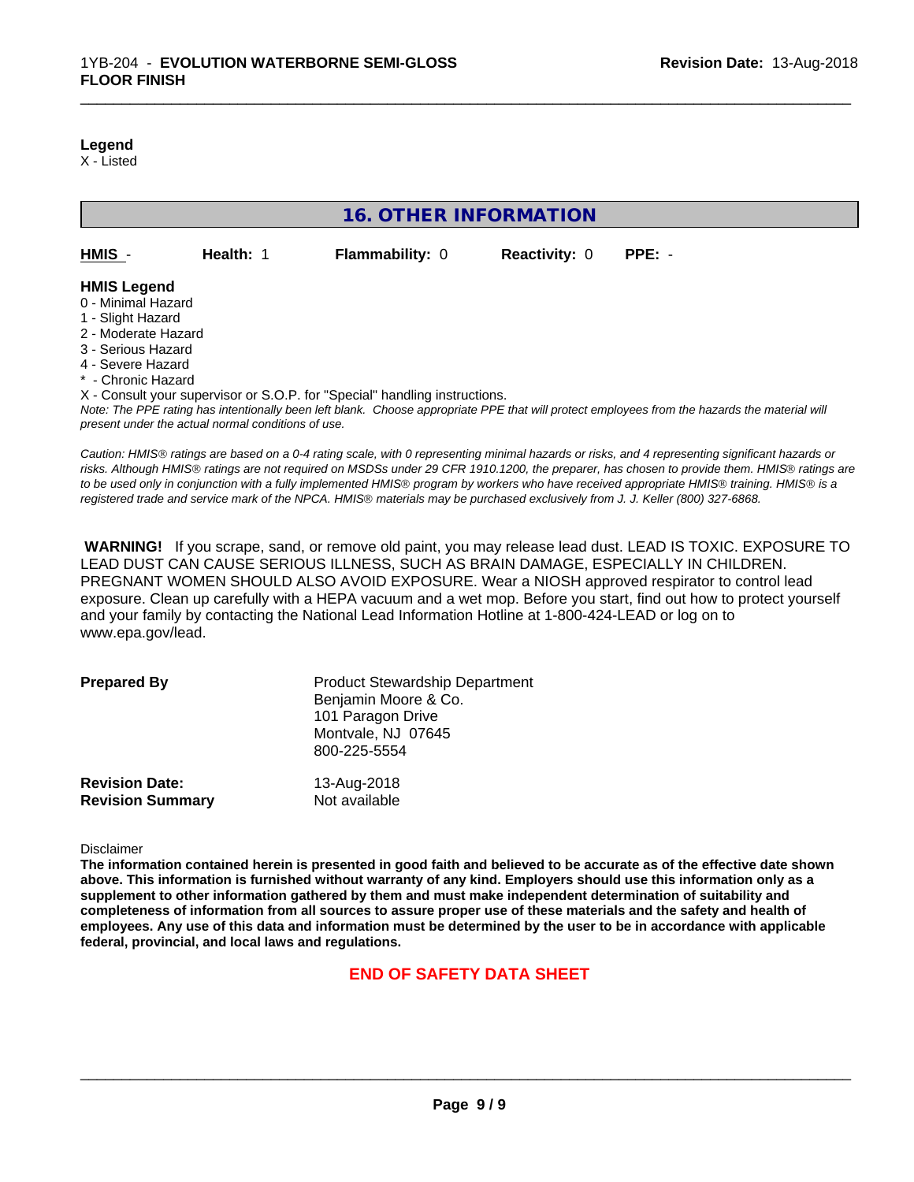**Legend**
X - Listed

## 16. OTHER INFORMATION

| | | | | |
|---|---|---|---|---|
| **HMIS** - | **Health:** 1 | **Flammability:** 0 | **Reactivity:** 0 | **PPE:** - |

**HMIS Legend**
0 - Minimal Hazard
1 - Slight Hazard
2 - Moderate Hazard
3 - Serious Hazard
4 - Severe Hazard
* - Chronic Hazard
X - Consult your supervisor or S.O.P. for "Special" handling instructions.

*Note: The PPE rating has intentionally been left blank. Choose appropriate PPE that will protect employees from the hazards the material will present under the actual normal conditions of use.*

*Caution: HMIS® ratings are based on a 0-4 rating scale, with 0 representing minimal hazards or risks, and 4 representing significant hazards or risks. Although HMIS® ratings are not required on MSDSs under 29 CFR 1910.1200, the preparer, has chosen to provide them. HMIS® ratings are to be used only in conjunction with a fully implemented HMIS® program by workers who have received appropriate HMIS® training. HMIS® is a registered trade and service mark of the NPCA. HMIS® materials may be purchased exclusively from J. J. Keller (800) 327-6868.*

**WARNING!** If you scrape, sand, or remove old paint, you may release lead dust. LEAD IS TOXIC. EXPOSURE TO LEAD DUST CAN CAUSE SERIOUS ILLNESS, SUCH AS BRAIN DAMAGE, ESPECIALLY IN CHILDREN. PREGNANT WOMEN SHOULD ALSO AVOID EXPOSURE. Wear a NIOSH approved respirator to control lead exposure. Clean up carefully with a HEPA vacuum and a wet mop. Before you start, find out how to protect yourself and your family by contacting the National Lead Information Hotline at 1-800-424-LEAD or log on to www.epa.gov/lead.

**Prepared By**
Product Stewardship Department
Benjamin Moore & Co.
101 Paragon Drive
Montvale, NJ 07645
800-225-5554

**Revision Date:** 13-Aug-2018
**Revision Summary** Not available

Disclaimer

**The information contained herein is presented in good faith and believed to be accurate as of the effective date shown above. This information is furnished without warranty of any kind. Employers should use this information only as a supplement to other information gathered by them and must make independent determination of suitability and completeness of information from all sources to assure proper use of these materials and the safety and health of employees. Any use of this data and information must be determined by the user to be in accordance with applicable federal, provincial, and local laws and regulations.**

**END OF SAFETY DATA SHEET**